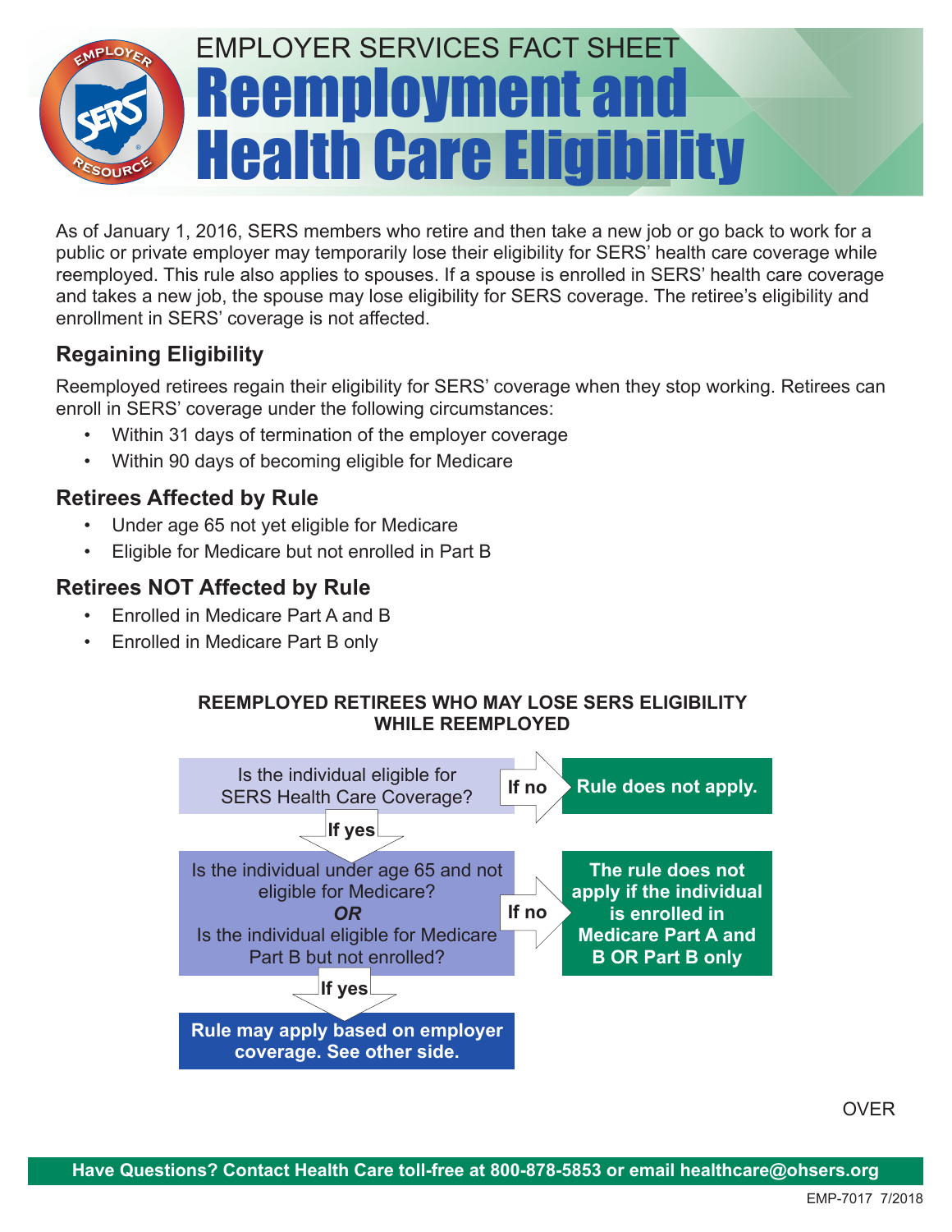EMPLOYER SERVICES FACT SHEET

# Reemployment and Health Care Eligibility

As of January 1, 2016, SERS members who retire and then take a new job or go back to work for a public or private employer may temporarily lose their eligibility for SERS' health care coverage while reemployed. This rule also applies to spouses. If a spouse is enrolled in SERS' health care coverage and takes a new job, the spouse may lose eligibility for SERS coverage. The retiree's eligibility and enrollment in SERS' coverage is not affected.

## Regaining Eligibility

Reemployed retirees regain their eligibility for SERS' coverage when they stop working. Retirees can enroll in SERS' coverage under the following circumstances:

- Within 31 days of termination of the employer coverage
- Within 90 days of becoming eligible for Medicare

## Retirees Affected by Rule

- Under age 65 not yet eligible for Medicare
- Eligible for Medicare but not enrolled in Part B

## Retirees NOT Affected by Rule

- Enrolled in Medicare Part A and B
- Enrolled in Medicare Part B only

**REEMPLOYED RETIREES WHO MAY LOSE SERS ELIGIBILITY WHILE REEMPLOYED**

Is the individual eligible for SERS Health Care Coverage?

- **If no** → **Rule does not apply.**
- **If yes** ↓

Is the individual under age 65 and not eligible for Medicare?
***OR***
Is the individual eligible for Medicare Part B but not enrolled?

- **If no** → **The rule does not apply if the individual is enrolled in Medicare Part A and B OR Part B only**
- **If yes** ↓

**Rule may apply based on employer coverage. See other side.**

OVER

**Have Questions? Contact Health Care toll-free at 800-878-5853 or email healthcare@ohsers.org**

EMP-7017 7/2018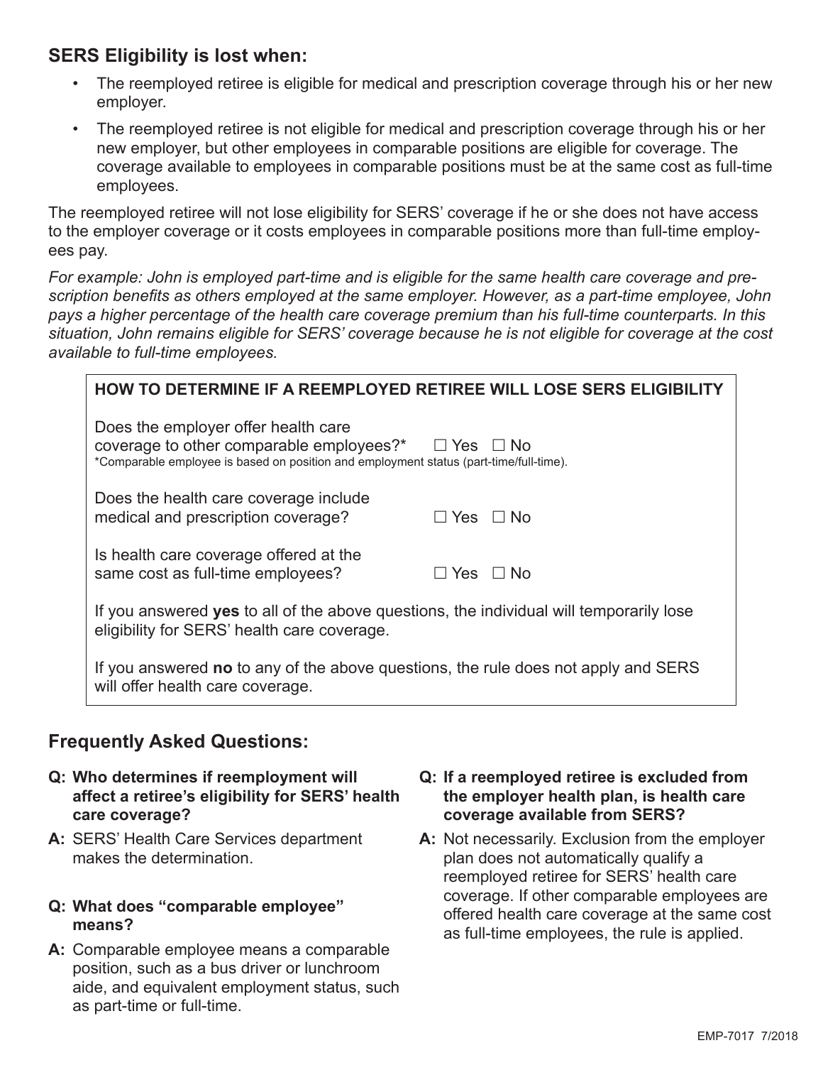## SERS Eligibility is lost when:

- The reemployed retiree is eligible for medical and prescription coverage through his or her new employer.
- The reemployed retiree is not eligible for medical and prescription coverage through his or her new employer, but other employees in comparable positions are eligible for coverage. The coverage available to employees in comparable positions must be at the same cost as full-time employees.

The reemployed retiree will not lose eligibility for SERS' coverage if he or she does not have access to the employer coverage or it costs employees in comparable positions more than full-time employees pay.

*For example: John is employed part-time and is eligible for the same health care coverage and prescription benefits as others employed at the same employer. However, as a part-time employee, John pays a higher percentage of the health care coverage premium than his full-time counterparts. In this situation, John remains eligible for SERS' coverage because he is not eligible for coverage at the cost available to full-time employees.*

**HOW TO DETERMINE IF A REEMPLOYED RETIREE WILL LOSE SERS ELIGIBILITY**

Does the employer offer health care coverage to other comparable employees?* ☐ Yes ☐ No

*Comparable employee is based on position and employment status (part-time/full-time).

Does the health care coverage include medical and prescription coverage? ☐ Yes ☐ No

Is health care coverage offered at the same cost as full-time employees? ☐ Yes ☐ No

If you answered **yes** to all of the above questions, the individual will temporarily lose eligibility for SERS' health care coverage.

If you answered **no** to any of the above questions, the rule does not apply and SERS will offer health care coverage.

## Frequently Asked Questions:

**Q: Who determines if reemployment will affect a retiree's eligibility for SERS' health care coverage?**

**A:** SERS' Health Care Services department makes the determination.

**Q: What does "comparable employee" means?**

**A:** Comparable employee means a comparable position, such as a bus driver or lunchroom aide, and equivalent employment status, such as part-time or full-time.

**Q: If a reemployed retiree is excluded from the employer health plan, is health care coverage available from SERS?**

**A:** Not necessarily. Exclusion from the employer plan does not automatically qualify a reemployed retiree for SERS' health care coverage. If other comparable employees are offered health care coverage at the same cost as full-time employees, the rule is applied.

EMP-7017 7/2018